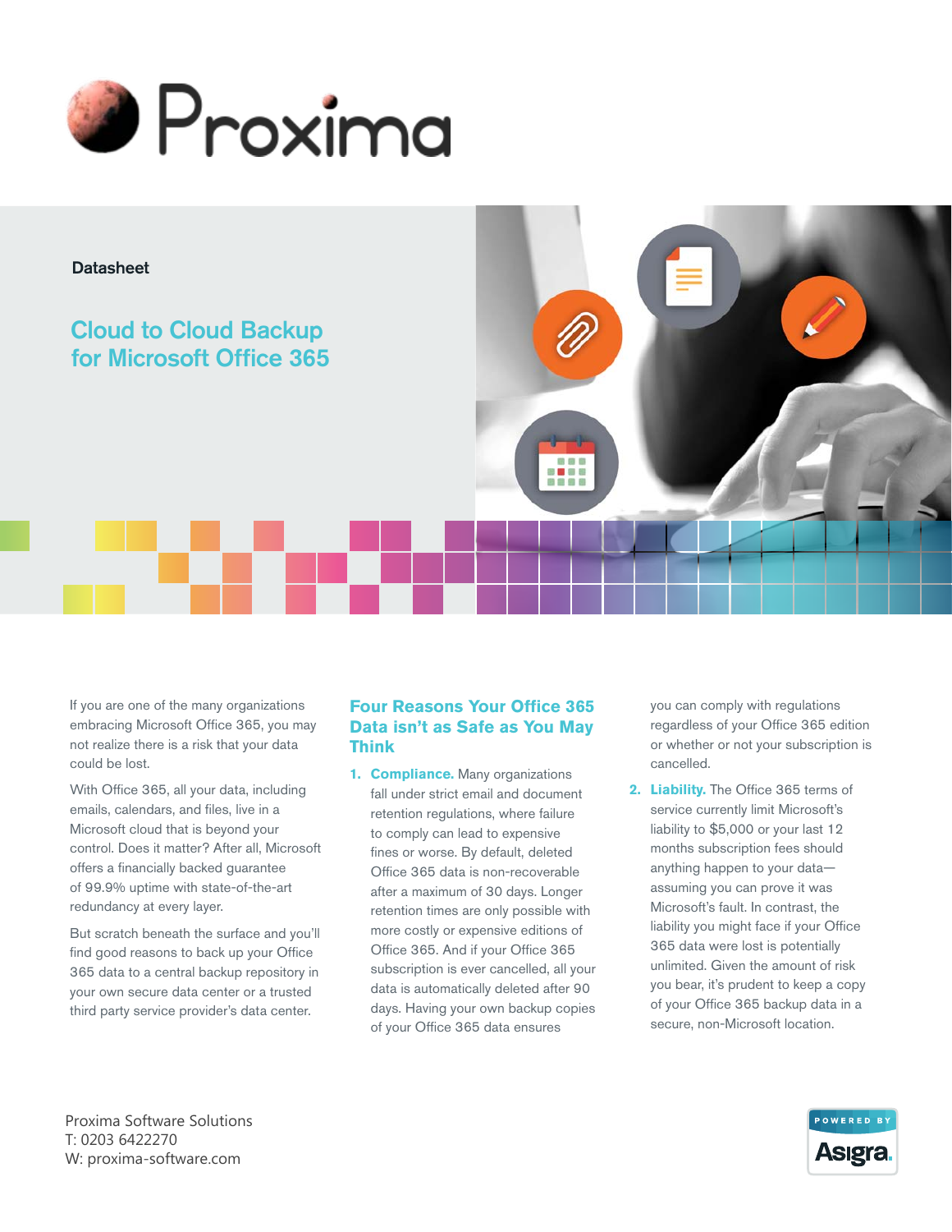# Proxima

Datasheet

## Cloud to Cloud Backup for Microsoft Office 365

If you are one of the many organizations embracing Microsoft Office 365, you may not realize there is a risk that your data could be lost.

With Office 365, all your data, including emails, calendars, and files, live in a Microsoft cloud that is beyond your control. Does it matter? After all, Microsoft offers a financially backed guarantee of 99.9% uptime with state-of-the-art redundancy at every layer.

But scratch beneath the surface and you'll find good reasons to back up your Office 365 data to a central backup repository in your own secure data center or a trusted third party service provider's data center.

### Four Reasons Your Office 365 Data isn't as Safe as You May Think

1. **Compliance.** Many organizations fall under strict email and document retention regulations, where failure to comply can lead to expensive fines or worse. By default, deleted Office 365 data is non-recoverable after a maximum of 30 days. Longer retention times are only possible with more costly or expensive editions of Office 365. And if your Office 365 subscription is ever cancelled, all your data is automatically deleted after 90 days. Having your own backup copies of your Office 365 data ensures you can comply with regulations regardless of your Office 365 edition or whether or not your subscription is cancelled.

2. **Liability.** The Office 365 terms of service currently limit Microsoft's liability to $5,000 or your last 12 months subscription fees should anything happen to your data—assuming you can prove it was Microsoft's fault. In contrast, the liability you might face if your Office 365 data were lost is potentially unlimited. Given the amount of risk you bear, it's prudent to keep a copy of your Office 365 backup data in a secure, non-Microsoft location.

Proxima Software Solutions
T: 0203 6422270
W: proxima-software.com

POWERED BY Asigra.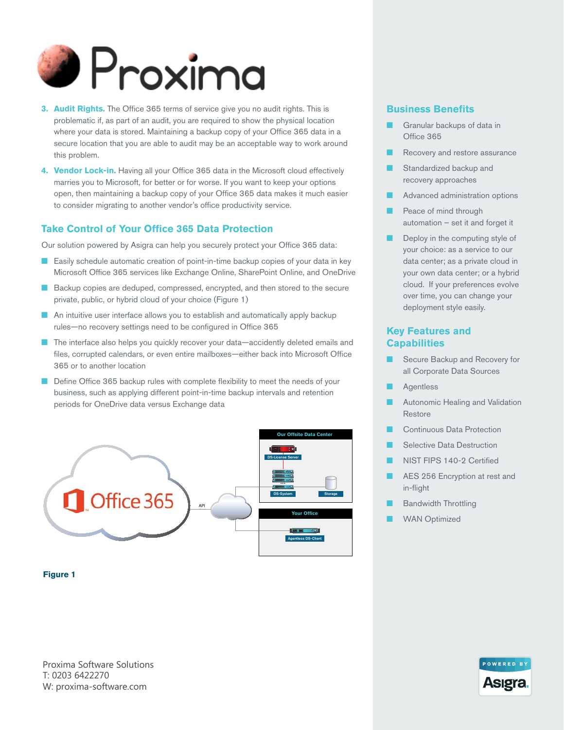# Proxima

3. **Audit Rights.** The Office 365 terms of service give you no audit rights. This is problematic if, as part of an audit, you are required to show the physical location where your data is stored. Maintaining a backup copy of your Office 365 data in a secure location that you are able to audit may be an acceptable way to work around this problem.

4. **Vendor Lock-in.** Having all your Office 365 data in the Microsoft cloud effectively marries you to Microsoft, for better or for worse. If you want to keep your options open, then maintaining a backup copy of your Office 365 data makes it much easier to consider migrating to another vendor's office productivity service.

## Take Control of Your Office 365 Data Protection

Our solution powered by Asigra can help you securely protect your Office 365 data:

- Easily schedule automatic creation of point-in-time backup copies of your data in key Microsoft Office 365 services like Exchange Online, SharePoint Online, and OneDrive
- Backup copies are deduped, compressed, encrypted, and then stored to the secure private, public, or hybrid cloud of your choice (Figure 1)
- An intuitive user interface allows you to establish and automatically apply backup rules—no recovery settings need to be configured in Office 365
- The interface also helps you quickly recover your data—accidently deleted emails and files, corrupted calendars, or even entire mailboxes—either back into Microsoft Office 365 or to another location
- Define Office 365 backup rules with complete flexibility to meet the needs of your business, such as applying different point-in-time backup intervals and retention periods for OneDrive data versus Exchange data

Office 365 — API — Our Offsite Data Center (DS-License Server, DS-System, Storage) — Your Office (Agentless DS-Client)

**Figure 1**

## Business Benefits

- Granular backups of data in Office 365
- Recovery and restore assurance
- Standardized backup and recovery approaches
- Advanced administration options
- Peace of mind through automation – set it and forget it
- Deploy in the computing style of your choice: as a service to our data center; as a private cloud in your own data center; or a hybrid cloud. If your preferences evolve over time, you can change your deployment style easily.

## Key Features and Capabilities

- Secure Backup and Recovery for all Corporate Data Sources
- Agentless
- Autonomic Healing and Validation Restore
- Continuous Data Protection
- Selective Data Destruction
- NIST FIPS 140-2 Certified
- AES 256 Encryption at rest and in-flight
- Bandwidth Throttling
- WAN Optimized

Proxima Software Solutions
T: 0203 6422270
W: proxima-software.com

POWERED BY Asigra.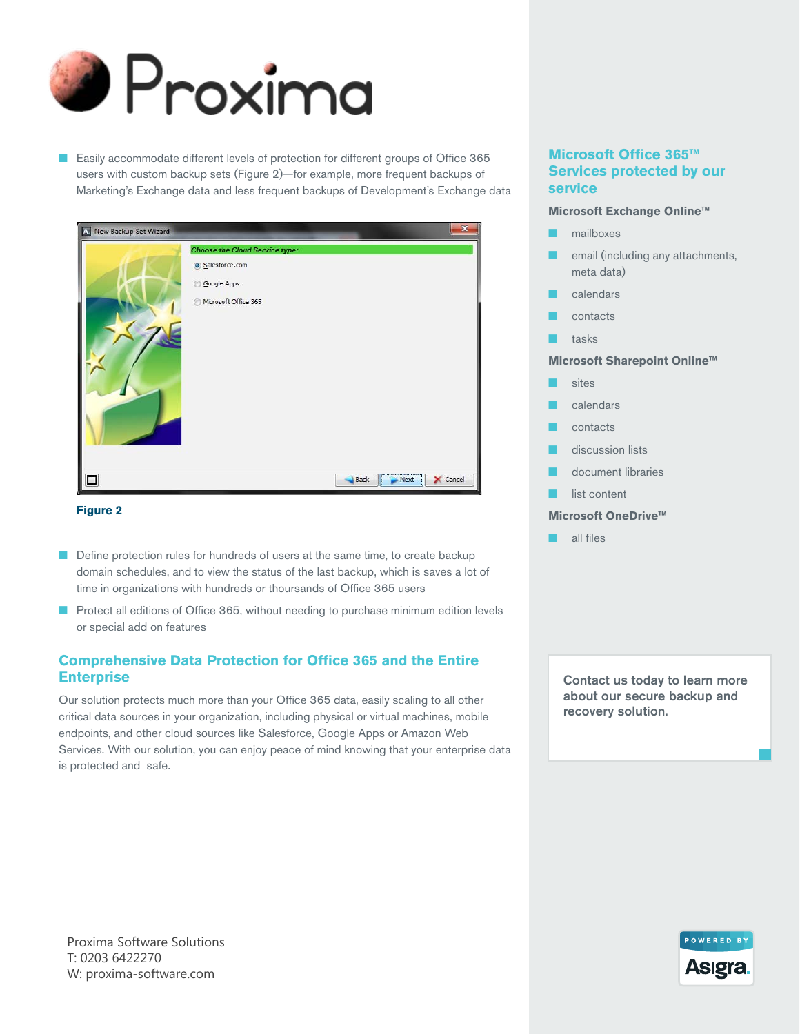- Easily accommodate different levels of protection for different groups of Office 365 users with custom backup sets (Figure 2)—for example, more frequent backups of Marketing's Exchange data and less frequent backups of Development's Exchange data

**Figure 2**

- Define protection rules for hundreds of users at the same time, to create backup domain schedules, and to view the status of the last backup, which is saves a lot of time in organizations with hundreds or thoursands of Office 365 users
- Protect all editions of Office 365, without needing to purchase minimum edition levels or special add on features

## Comprehensive Data Protection for Office 365 and the Entire Enterprise

Our solution protects much more than your Office 365 data, easily scaling to all other critical data sources in your organization, including physical or virtual machines, mobile endpoints, and other cloud sources like Salesforce, Google Apps or Amazon Web Services. With our solution, you can enjoy peace of mind knowing that your enterprise data is protected and safe.

## Microsoft Office 365™ Services protected by our service

### Microsoft Exchange Online™

- mailboxes
- email (including any attachments, meta data)
- calendars
- contacts
- tasks

### Microsoft Sharepoint Online™

- sites
- calendars
- contacts
- discussion lists
- document libraries
- list content

### Microsoft OneDrive™

- all files

**Contact us today to learn more about our secure backup and recovery solution.**

Proxima Software Solutions
T: 0203 6422270
W: proxima-software.com

POWERED BY Asigra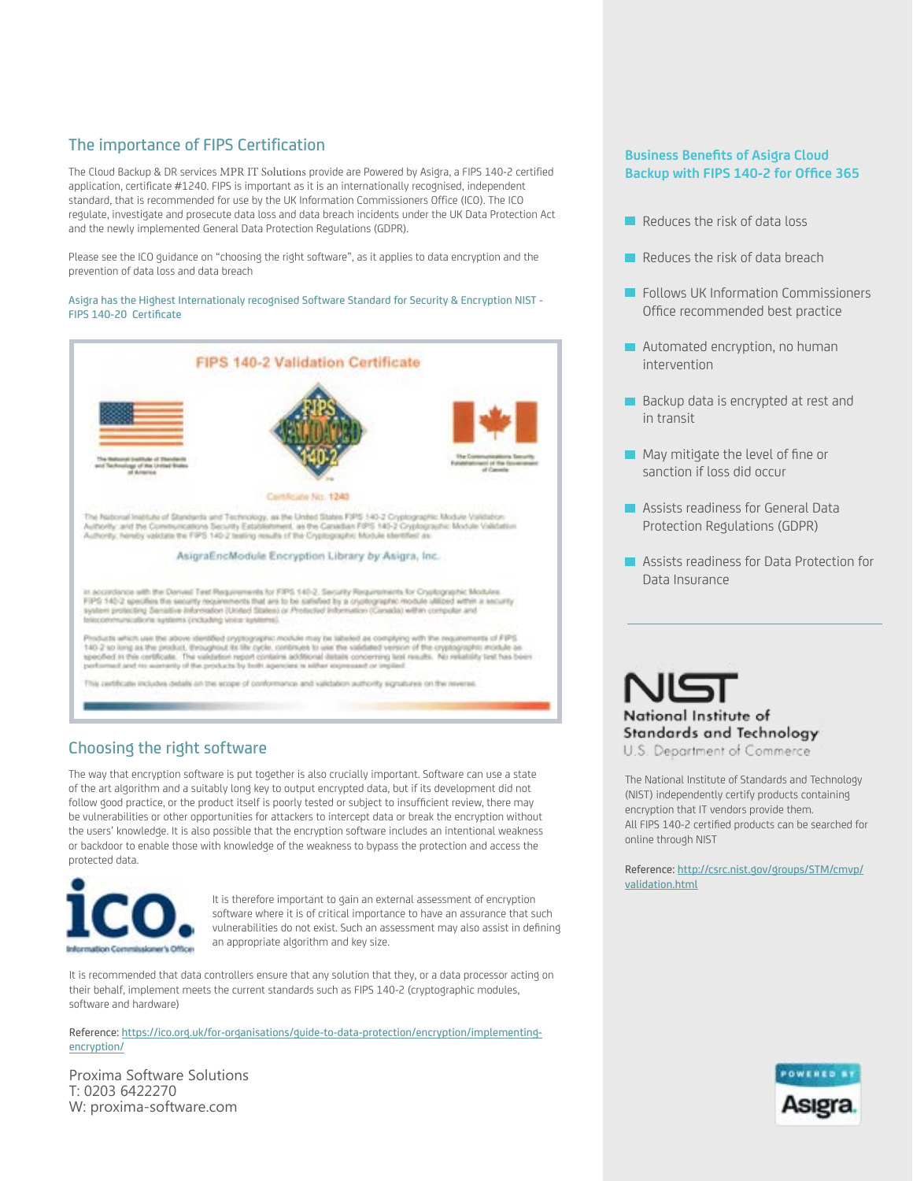## The importance of FIPS Certification

The Cloud Backup & DR services MPR IT Solutions provide are Powered by Asigra, a FIPS 140-2 certified application, certificate #1240. FIPS is important as it is an internationally recognised, independent standard, that is recommended for use by the UK Information Commissioners Office (ICO). The ICO regulate, investigate and prosecute data loss and data breach incidents under the UK Data Protection Act and the newly implemented General Data Protection Regulations (GDPR).

Please see the ICO guidance on "choosing the right software", as it applies to data encryption and the prevention of data loss and data breach

Asigra has the Highest Internationaly recognised Software Standard for Security & Encryption NIST - FIPS 140-20 Certificate

FIPS 140-2 Validation Certificate

Certificate No. 1240

AsigraEncModule Encryption Library by Asigra, Inc.

## Choosing the right software

The way that encryption software is put together is also crucially important. Software can use a state of the art algorithm and a suitably long key to output encrypted data, but if its development did not follow good practice, or the product itself is poorly tested or subject to insufficient review, there may be vulnerabilities or other opportunities for attackers to intercept data or break the encryption without the users' knowledge. It is also possible that the encryption software includes an intentional weakness or backdoor to enable those with knowledge of the weakness to bypass the protection and access the protected data.

It is therefore important to gain an external assessment of encryption software where it is of critical importance to have an assurance that such vulnerabilities do not exist. Such an assessment may also assist in defining an appropriate algorithm and key size.

It is recommended that data controllers ensure that any solution that they, or a data processor acting on their behalf, implement meets the current standards such as FIPS 140-2 (cryptographic modules, software and hardware)

Reference: https://ico.org.uk/for-organisations/guide-to-data-protection/encryption/implementing-encryption/

Proxima Software Solutions
T: 0203 6422270
W: proxima-software.com

### Business Benefits of Asigra Cloud Backup with FIPS 140-2 for Office 365

- Reduces the risk of data loss
- Reduces the risk of data breach
- Follows UK Information Commissioners Office recommended best practice
- Automated encryption, no human intervention
- Backup data is encrypted at rest and in transit
- May mitigate the level of fine or sanction if loss did occur
- Assists readiness for General Data Protection Regulations (GDPR)
- Assists readiness for Data Protection for Data Insurance

NIST
National Institute of Standards and Technology
U.S. Department of Commerce

The National Institute of Standards and Technology (NIST) independently certify products containing encryption that IT vendors provide them.
All FIPS 140-2 certified products can be searched for online through NIST

Reference: http://csrc.nist.gov/groups/STM/cmvp/validation.html

Powered by Asigra